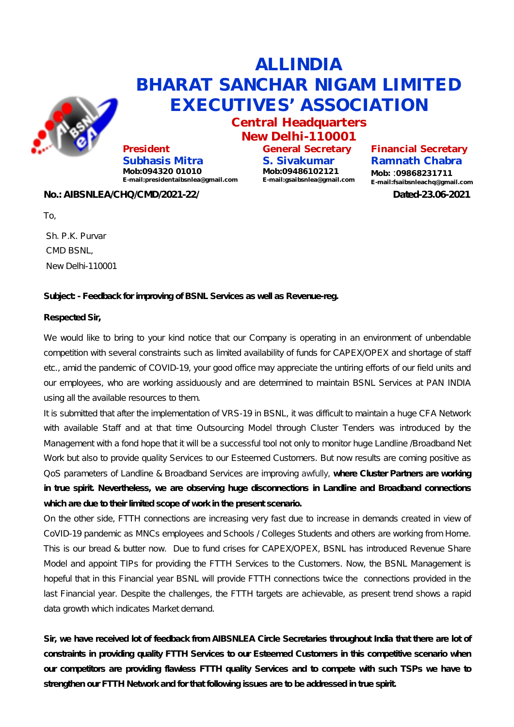# ALLINDIA
# BHARAT SANCHAR NIGAM LIMITED
# EXECUTIVES' ASSOCIATION

## Central Headquarters
## New Delhi-110001

**President**
**Subhasis Mitra**
Mob:094320 01010
E-mail:presidentaibsnlea@gmail.com

**General Secretary**
**S. Sivakumar**
Mob:09486102121
E-mail:gsaibsnlea@gmail.com

**Financial Secretary**
**Ramnath Chabra**
Mob: :09868231711
E-mail:fsaibsnleachq@gmail.com

**No.: AIBSNLEA/CHQ/CMD/2021-22/** **Dated-23.06-2021**

To,

Sh. P.K. Purvar
CMD BSNL,
New Delhi-110001

**Subject: - Feedback for improving of BSNL Services as well as Revenue-reg.**

**Respected Sir,**

We would like to bring to your kind notice that our Company is operating in an environment of unbendable competition with several constraints such as limited availability of funds for CAPEX/OPEX and shortage of staff etc., amid the pandemic of COVID-19, your good office may appreciate the untiring efforts of our field units and our employees, who are working assiduously and are determined to maintain BSNL Services at PAN INDIA using all the available resources to them.

It is submitted that after the implementation of VRS-19 in BSNL, it was difficult to maintain a huge CFA Network with available Staff and at that time Outsourcing Model through Cluster Tenders was introduced by the Management with a fond hope that it will be a successful tool not only to monitor huge Landline /Broadband Net Work but also to provide quality Services to our Esteemed Customers. But now results are coming positive as QoS parameters of Landline & Broadband Services are improving awfully, **where Cluster Partners are working in true spirit. Nevertheless, we are observing huge disconnections in Landline and Broadband connections which are due to their limited scope of work in the present scenario.**

On the other side, FTTH connections are increasing very fast due to increase in demands created in view of CoVID-19 pandemic as MNCs employees and Schools / Colleges Students and others are working from Home. This is our bread & butter now. Due to fund crises for CAPEX/OPEX, BSNL has introduced Revenue Share Model and appoint TIPs for providing the FTTH Services to the Customers. Now, the BSNL Management is hopeful that in this Financial year BSNL will provide FTTH connections twice the connections provided in the last Financial year. Despite the challenges, the FTTH targets are achievable, as present trend shows a rapid data growth which indicates Market demand.

**Sir, we have received lot of feedback from AIBSNLEA Circle Secretaries throughout India that there are lot of constraints in providing quality FTTH Services to our Esteemed Customers in this competitive scenario when our competitors are providing flawless FTTH quality Services and to compete with such TSPs we have to strengthen our FTTH Network and for that following issues are to be addressed in true spirit.**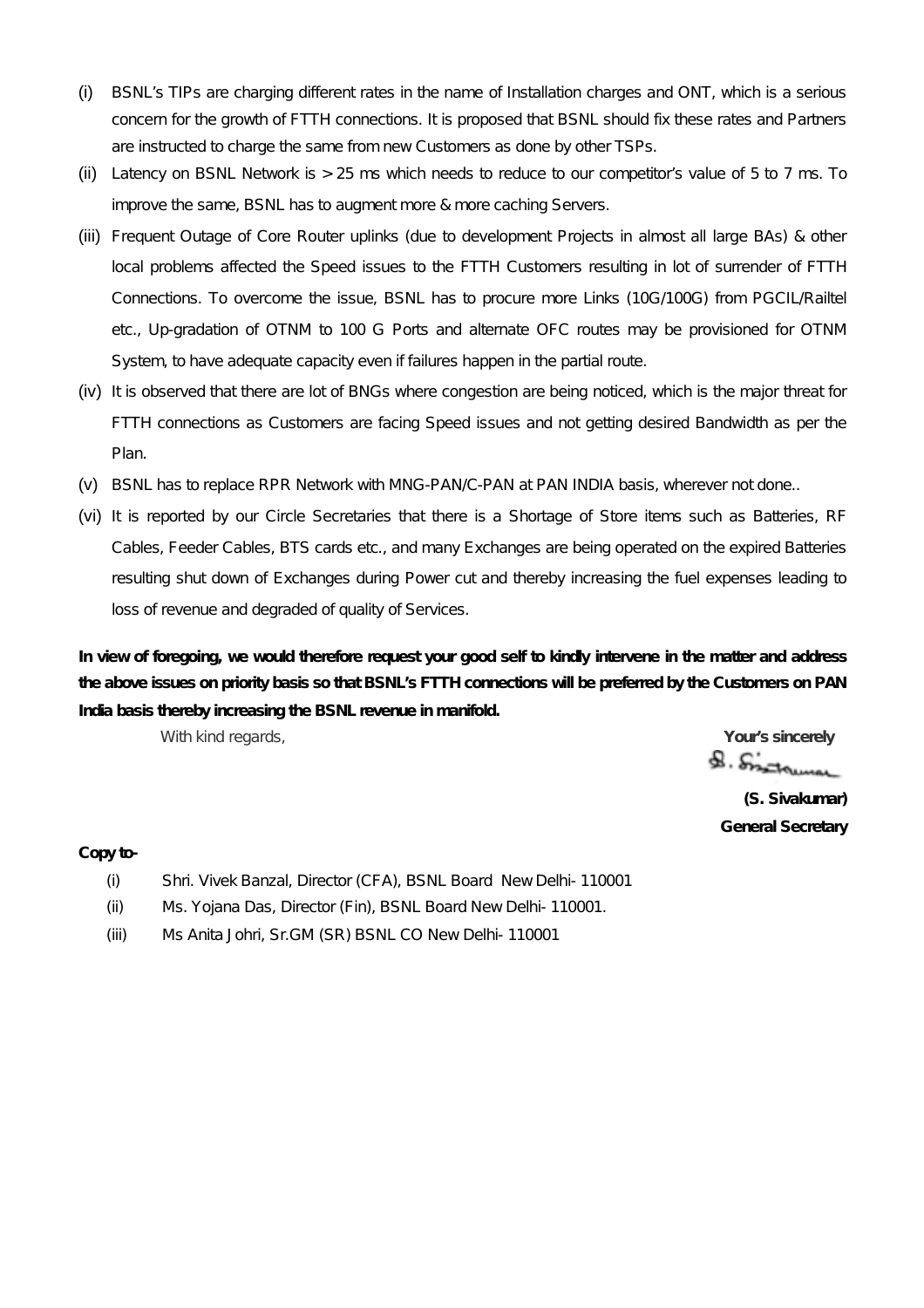(i) BSNL's TIPs are charging different rates in the name of Installation charges and ONT, which is a serious concern for the growth of FTTH connections. It is proposed that BSNL should fix these rates and Partners are instructed to charge the same from new Customers as done by other TSPs.

(ii) Latency on BSNL Network is > 25 ms which needs to reduce to our competitor's value of 5 to 7 ms. To improve the same, BSNL has to augment more & more caching Servers.

(iii) Frequent Outage of Core Router uplinks (due to development Projects in almost all large BAs) & other local problems affected the Speed issues to the FTTH Customers resulting in lot of surrender of FTTH Connections. To overcome the issue, BSNL has to procure more Links (10G/100G) from PGCIL/Railtel etc., Up-gradation of OTNM to 100 G Ports and alternate OFC routes may be provisioned for OTNM System, to have adequate capacity even if failures happen in the partial route.

(iv) It is observed that there are lot of BNGs where congestion are being noticed, which is the major threat for FTTH connections as Customers are facing Speed issues and not getting desired Bandwidth as per the Plan.

(v) BSNL has to replace RPR Network with MNG-PAN/C-PAN at PAN INDIA basis, wherever not done..

(vi) It is reported by our Circle Secretaries that there is a Shortage of Store items such as Batteries, RF Cables, Feeder Cables, BTS cards etc., and many Exchanges are being operated on the expired Batteries resulting shut down of Exchanges during Power cut and thereby increasing the fuel expenses leading to loss of revenue and degraded of quality of Services.

**In view of foregoing, we would therefore request your good self to kindly intervene in the matter and address the above issues on priority basis so that BSNL's FTTH connections will be preferred by the Customers on PAN India basis thereby increasing the BSNL revenue in manifold.**

With kind regards,

**Your's sincerely**

S. Sivakumar

**(S. Sivakumar)**
**General Secretary**

**Copy to-**

(i) Shri. Vivek Banzal, Director (CFA), BSNL Board New Delhi- 110001

(ii) Ms. Yojana Das, Director (Fin), BSNL Board New Delhi- 110001.

(iii) Ms Anita Johri, Sr.GM (SR) BSNL CO New Delhi- 110001